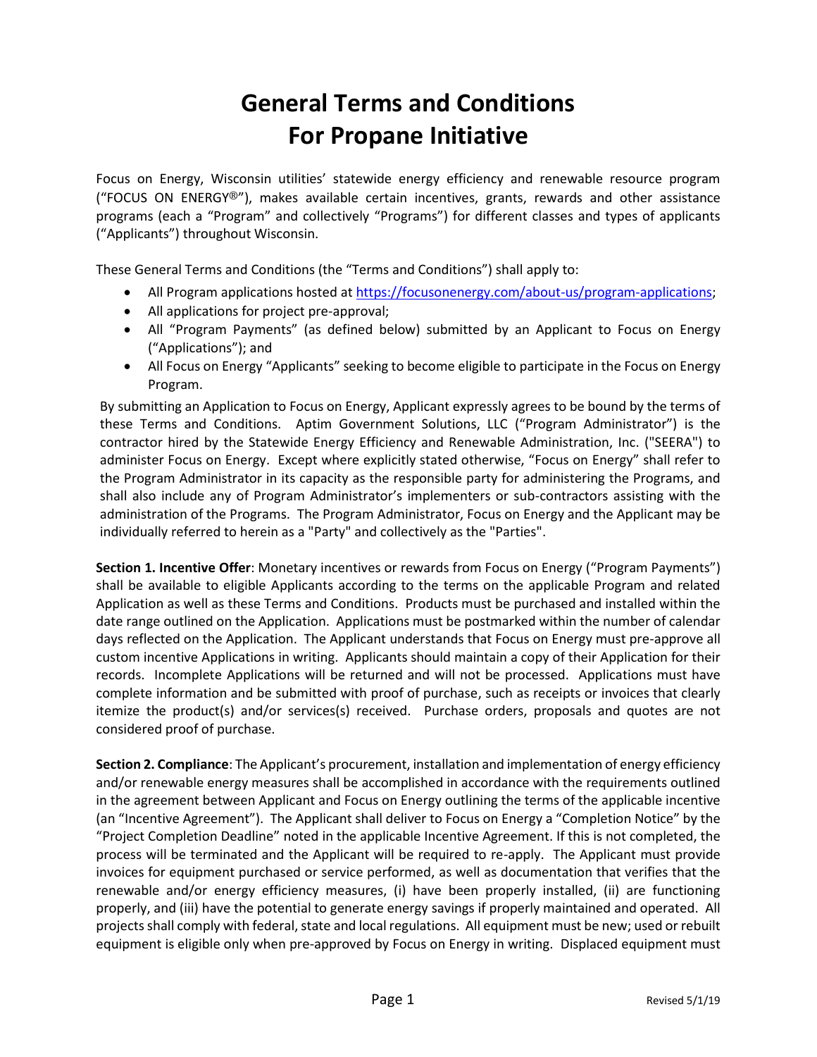# General Terms and Conditions For Propane Initiative

Focus on Energy, Wisconsin utilities' statewide energy efficiency and renewable resource program ("FOCUS ON ENERGY®"), makes available certain incentives, grants, rewards and other assistance programs (each a "Program" and collectively "Programs") for different classes and types of applicants ("Applicants") throughout Wisconsin.

These General Terms and Conditions (the "Terms and Conditions") shall apply to:

- All Program applications hosted at https://focusonenergy.com/about-us/program-applications;
- All applications for project pre-approval;
- All "Program Payments" (as defined below) submitted by an Applicant to Focus on Energy ("Applications"); and
- All Focus on Energy "Applicants" seeking to become eligible to participate in the Focus on Energy Program.

By submitting an Application to Focus on Energy, Applicant expressly agrees to be bound by the terms of these Terms and Conditions. Aptim Government Solutions, LLC ("Program Administrator") is the contractor hired by the Statewide Energy Efficiency and Renewable Administration, Inc. ("SEERA") to administer Focus on Energy. Except where explicitly stated otherwise, "Focus on Energy" shall refer to the Program Administrator in its capacity as the responsible party for administering the Programs, and shall also include any of Program Administrator's implementers or sub-contractors assisting with the administration of the Programs. The Program Administrator, Focus on Energy and the Applicant may be individually referred to herein as a "Party" and collectively as the "Parties".

**Section 1. Incentive Offer**: Monetary incentives or rewards from Focus on Energy ("Program Payments") shall be available to eligible Applicants according to the terms on the applicable Program and related Application as well as these Terms and Conditions. Products must be purchased and installed within the date range outlined on the Application. Applications must be postmarked within the number of calendar days reflected on the Application. The Applicant understands that Focus on Energy must pre-approve all custom incentive Applications in writing. Applicants should maintain a copy of their Application for their records. Incomplete Applications will be returned and will not be processed. Applications must have complete information and be submitted with proof of purchase, such as receipts or invoices that clearly itemize the product(s) and/or services(s) received. Purchase orders, proposals and quotes are not considered proof of purchase.

**Section 2. Compliance**: The Applicant's procurement, installation and implementation of energy efficiency and/or renewable energy measures shall be accomplished in accordance with the requirements outlined in the agreement between Applicant and Focus on Energy outlining the terms of the applicable incentive (an "Incentive Agreement"). The Applicant shall deliver to Focus on Energy a "Completion Notice" by the "Project Completion Deadline" noted in the applicable Incentive Agreement. If this is not completed, the process will be terminated and the Applicant will be required to re-apply. The Applicant must provide invoices for equipment purchased or service performed, as well as documentation that verifies that the renewable and/or energy efficiency measures, (i) have been properly installed, (ii) are functioning properly, and (iii) have the potential to generate energy savings if properly maintained and operated. All projects shall comply with federal, state and local regulations. All equipment must be new; used or rebuilt equipment is eligible only when pre-approved by Focus on Energy in writing. Displaced equipment must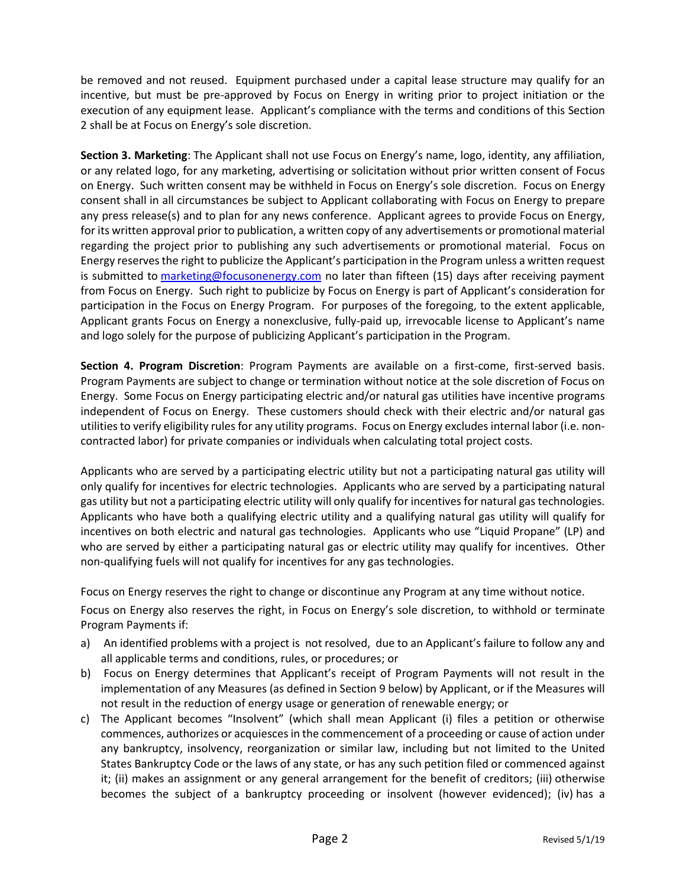be removed and not reused. Equipment purchased under a capital lease structure may qualify for an incentive, but must be pre-approved by Focus on Energy in writing prior to project initiation or the execution of any equipment lease. Applicant's compliance with the terms and conditions of this Section 2 shall be at Focus on Energy's sole discretion.

**Section 3. Marketing**: The Applicant shall not use Focus on Energy's name, logo, identity, any affiliation, or any related logo, for any marketing, advertising or solicitation without prior written consent of Focus on Energy. Such written consent may be withheld in Focus on Energy's sole discretion. Focus on Energy consent shall in all circumstances be subject to Applicant collaborating with Focus on Energy to prepare any press release(s) and to plan for any news conference. Applicant agrees to provide Focus on Energy, for its written approval prior to publication, a written copy of any advertisements or promotional material regarding the project prior to publishing any such advertisements or promotional material. Focus on Energy reserves the right to publicize the Applicant's participation in the Program unless a written request is submitted to [marketing@focusonenergy.com](mailto:marketing@focusonenergy.com) no later than fifteen (15) days after receiving payment from Focus on Energy. Such right to publicize by Focus on Energy is part of Applicant's consideration for participation in the Focus on Energy Program. For purposes of the foregoing, to the extent applicable, Applicant grants Focus on Energy a nonexclusive, fully-paid up, irrevocable license to Applicant's name and logo solely for the purpose of publicizing Applicant's participation in the Program.

**Section 4. Program Discretion**: Program Payments are available on a first-come, first-served basis. Program Payments are subject to change or termination without notice at the sole discretion of Focus on Energy. Some Focus on Energy participating electric and/or natural gas utilities have incentive programs independent of Focus on Energy. These customers should check with their electric and/or natural gas utilities to verify eligibility rules for any utility programs. Focus on Energy excludes internal labor (i.e. non-contracted labor) for private companies or individuals when calculating total project costs.

Applicants who are served by a participating electric utility but not a participating natural gas utility will only qualify for incentives for electric technologies. Applicants who are served by a participating natural gas utility but not a participating electric utility will only qualify for incentives for natural gas technologies. Applicants who have both a qualifying electric utility and a qualifying natural gas utility will qualify for incentives on both electric and natural gas technologies. Applicants who use "Liquid Propane" (LP) and who are served by either a participating natural gas or electric utility may qualify for incentives. Other non-qualifying fuels will not qualify for incentives for any gas technologies.

Focus on Energy reserves the right to change or discontinue any Program at any time without notice.

Focus on Energy also reserves the right, in Focus on Energy's sole discretion, to withhold or terminate Program Payments if:

a) An identified problems with a project is not resolved, due to an Applicant's failure to follow any and all applicable terms and conditions, rules, or procedures; or
b) Focus on Energy determines that Applicant's receipt of Program Payments will not result in the implementation of any Measures (as defined in Section 9 below) by Applicant, or if the Measures will not result in the reduction of energy usage or generation of renewable energy; or
c) The Applicant becomes "Insolvent" (which shall mean Applicant (i) files a petition or otherwise commences, authorizes or acquiesces in the commencement of a proceeding or cause of action under any bankruptcy, insolvency, reorganization or similar law, including but not limited to the United States Bankruptcy Code or the laws of any state, or has any such petition filed or commenced against it; (ii) makes an assignment or any general arrangement for the benefit of creditors; (iii) otherwise becomes the subject of a bankruptcy proceeding or insolvent (however evidenced); (iv) has a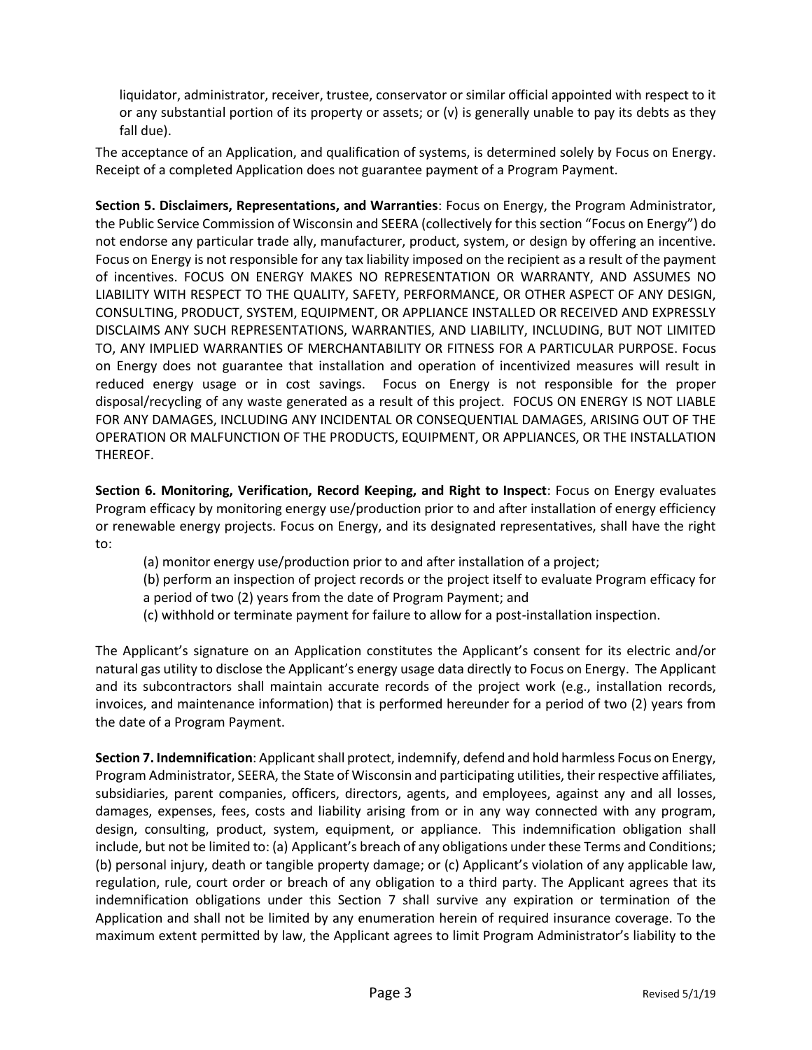liquidator, administrator, receiver, trustee, conservator or similar official appointed with respect to it or any substantial portion of its property or assets; or (v) is generally unable to pay its debts as they fall due).

The acceptance of an Application, and qualification of systems, is determined solely by Focus on Energy. Receipt of a completed Application does not guarantee payment of a Program Payment.

**Section 5. Disclaimers, Representations, and Warranties**: Focus on Energy, the Program Administrator, the Public Service Commission of Wisconsin and SEERA (collectively for this section "Focus on Energy") do not endorse any particular trade ally, manufacturer, product, system, or design by offering an incentive. Focus on Energy is not responsible for any tax liability imposed on the recipient as a result of the payment of incentives. FOCUS ON ENERGY MAKES NO REPRESENTATION OR WARRANTY, AND ASSUMES NO LIABILITY WITH RESPECT TO THE QUALITY, SAFETY, PERFORMANCE, OR OTHER ASPECT OF ANY DESIGN, CONSULTING, PRODUCT, SYSTEM, EQUIPMENT, OR APPLIANCE INSTALLED OR RECEIVED AND EXPRESSLY DISCLAIMS ANY SUCH REPRESENTATIONS, WARRANTIES, AND LIABILITY, INCLUDING, BUT NOT LIMITED TO, ANY IMPLIED WARRANTIES OF MERCHANTABILITY OR FITNESS FOR A PARTICULAR PURPOSE. Focus on Energy does not guarantee that installation and operation of incentivized measures will result in reduced energy usage or in cost savings. Focus on Energy is not responsible for the proper disposal/recycling of any waste generated as a result of this project. FOCUS ON ENERGY IS NOT LIABLE FOR ANY DAMAGES, INCLUDING ANY INCIDENTAL OR CONSEQUENTIAL DAMAGES, ARISING OUT OF THE OPERATION OR MALFUNCTION OF THE PRODUCTS, EQUIPMENT, OR APPLIANCES, OR THE INSTALLATION THEREOF.

**Section 6. Monitoring, Verification, Record Keeping, and Right to Inspect**: Focus on Energy evaluates Program efficacy by monitoring energy use/production prior to and after installation of energy efficiency or renewable energy projects. Focus on Energy, and its designated representatives, shall have the right to:

(a) monitor energy use/production prior to and after installation of a project;
(b) perform an inspection of project records or the project itself to evaluate Program efficacy for a period of two (2) years from the date of Program Payment; and
(c) withhold or terminate payment for failure to allow for a post-installation inspection.

The Applicant's signature on an Application constitutes the Applicant's consent for its electric and/or natural gas utility to disclose the Applicant's energy usage data directly to Focus on Energy. The Applicant and its subcontractors shall maintain accurate records of the project work (e.g., installation records, invoices, and maintenance information) that is performed hereunder for a period of two (2) years from the date of a Program Payment.

**Section 7. Indemnification**: Applicant shall protect, indemnify, defend and hold harmless Focus on Energy, Program Administrator, SEERA, the State of Wisconsin and participating utilities, their respective affiliates, subsidiaries, parent companies, officers, directors, agents, and employees, against any and all losses, damages, expenses, fees, costs and liability arising from or in any way connected with any program, design, consulting, product, system, equipment, or appliance. This indemnification obligation shall include, but not be limited to: (a) Applicant's breach of any obligations under these Terms and Conditions; (b) personal injury, death or tangible property damage; or (c) Applicant's violation of any applicable law, regulation, rule, court order or breach of any obligation to a third party. The Applicant agrees that its indemnification obligations under this Section 7 shall survive any expiration or termination of the Application and shall not be limited by any enumeration herein of required insurance coverage. To the maximum extent permitted by law, the Applicant agrees to limit Program Administrator's liability to the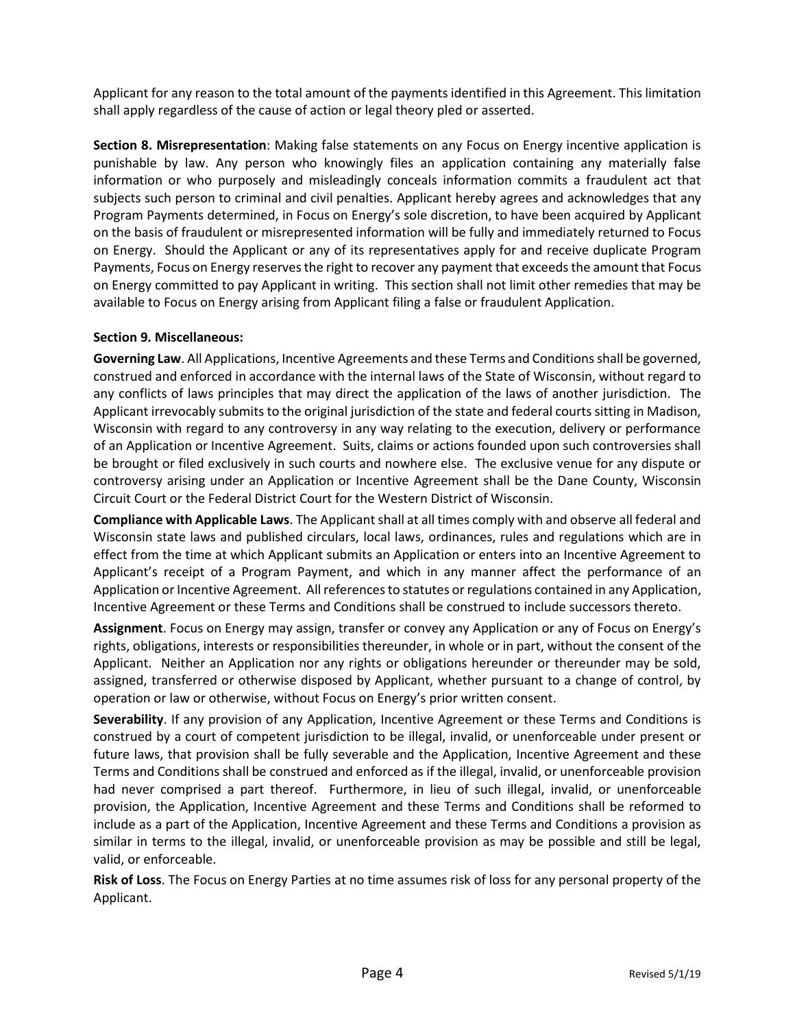Applicant for any reason to the total amount of the payments identified in this Agreement. This limitation shall apply regardless of the cause of action or legal theory pled or asserted.

**Section 8. Misrepresentation**: Making false statements on any Focus on Energy incentive application is punishable by law. Any person who knowingly files an application containing any materially false information or who purposely and misleadingly conceals information commits a fraudulent act that subjects such person to criminal and civil penalties. Applicant hereby agrees and acknowledges that any Program Payments determined, in Focus on Energy's sole discretion, to have been acquired by Applicant on the basis of fraudulent or misrepresented information will be fully and immediately returned to Focus on Energy. Should the Applicant or any of its representatives apply for and receive duplicate Program Payments, Focus on Energy reserves the right to recover any payment that exceeds the amount that Focus on Energy committed to pay Applicant in writing. This section shall not limit other remedies that may be available to Focus on Energy arising from Applicant filing a false or fraudulent Application.

**Section 9. Miscellaneous:**

**Governing Law**. All Applications, Incentive Agreements and these Terms and Conditions shall be governed, construed and enforced in accordance with the internal laws of the State of Wisconsin, without regard to any conflicts of laws principles that may direct the application of the laws of another jurisdiction. The Applicant irrevocably submits to the original jurisdiction of the state and federal courts sitting in Madison, Wisconsin with regard to any controversy in any way relating to the execution, delivery or performance of an Application or Incentive Agreement. Suits, claims or actions founded upon such controversies shall be brought or filed exclusively in such courts and nowhere else. The exclusive venue for any dispute or controversy arising under an Application or Incentive Agreement shall be the Dane County, Wisconsin Circuit Court or the Federal District Court for the Western District of Wisconsin.

**Compliance with Applicable Laws**. The Applicant shall at all times comply with and observe all federal and Wisconsin state laws and published circulars, local laws, ordinances, rules and regulations which are in effect from the time at which Applicant submits an Application or enters into an Incentive Agreement to Applicant's receipt of a Program Payment, and which in any manner affect the performance of an Application or Incentive Agreement. All references to statutes or regulations contained in any Application, Incentive Agreement or these Terms and Conditions shall be construed to include successors thereto.

**Assignment**. Focus on Energy may assign, transfer or convey any Application or any of Focus on Energy's rights, obligations, interests or responsibilities thereunder, in whole or in part, without the consent of the Applicant. Neither an Application nor any rights or obligations hereunder or thereunder may be sold, assigned, transferred or otherwise disposed by Applicant, whether pursuant to a change of control, by operation or law or otherwise, without Focus on Energy's prior written consent.

**Severability**. If any provision of any Application, Incentive Agreement or these Terms and Conditions is construed by a court of competent jurisdiction to be illegal, invalid, or unenforceable under present or future laws, that provision shall be fully severable and the Application, Incentive Agreement and these Terms and Conditions shall be construed and enforced as if the illegal, invalid, or unenforceable provision had never comprised a part thereof. Furthermore, in lieu of such illegal, invalid, or unenforceable provision, the Application, Incentive Agreement and these Terms and Conditions shall be reformed to include as a part of the Application, Incentive Agreement and these Terms and Conditions a provision as similar in terms to the illegal, invalid, or unenforceable provision as may be possible and still be legal, valid, or enforceable.

**Risk of Loss**. The Focus on Energy Parties at no time assumes risk of loss for any personal property of the Applicant.

Revised 5/1/19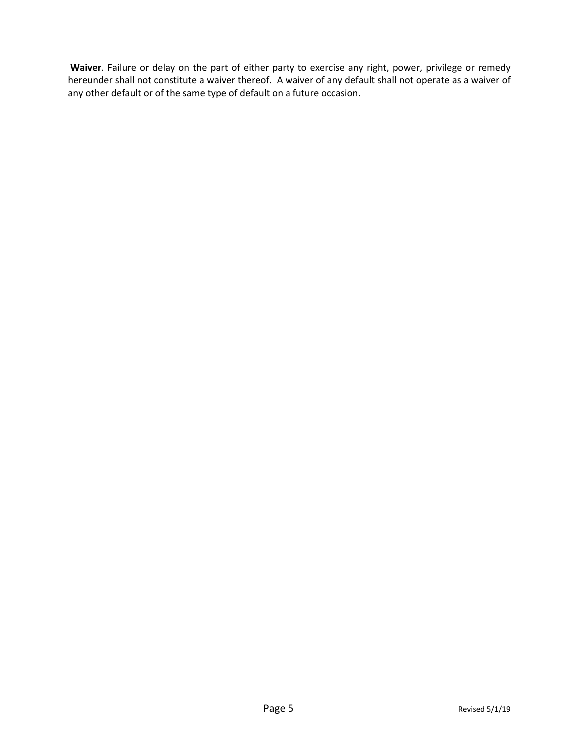**Waiver**. Failure or delay on the part of either party to exercise any right, power, privilege or remedy hereunder shall not constitute a waiver thereof. A waiver of any default shall not operate as a waiver of any other default or of the same type of default on a future occasion.